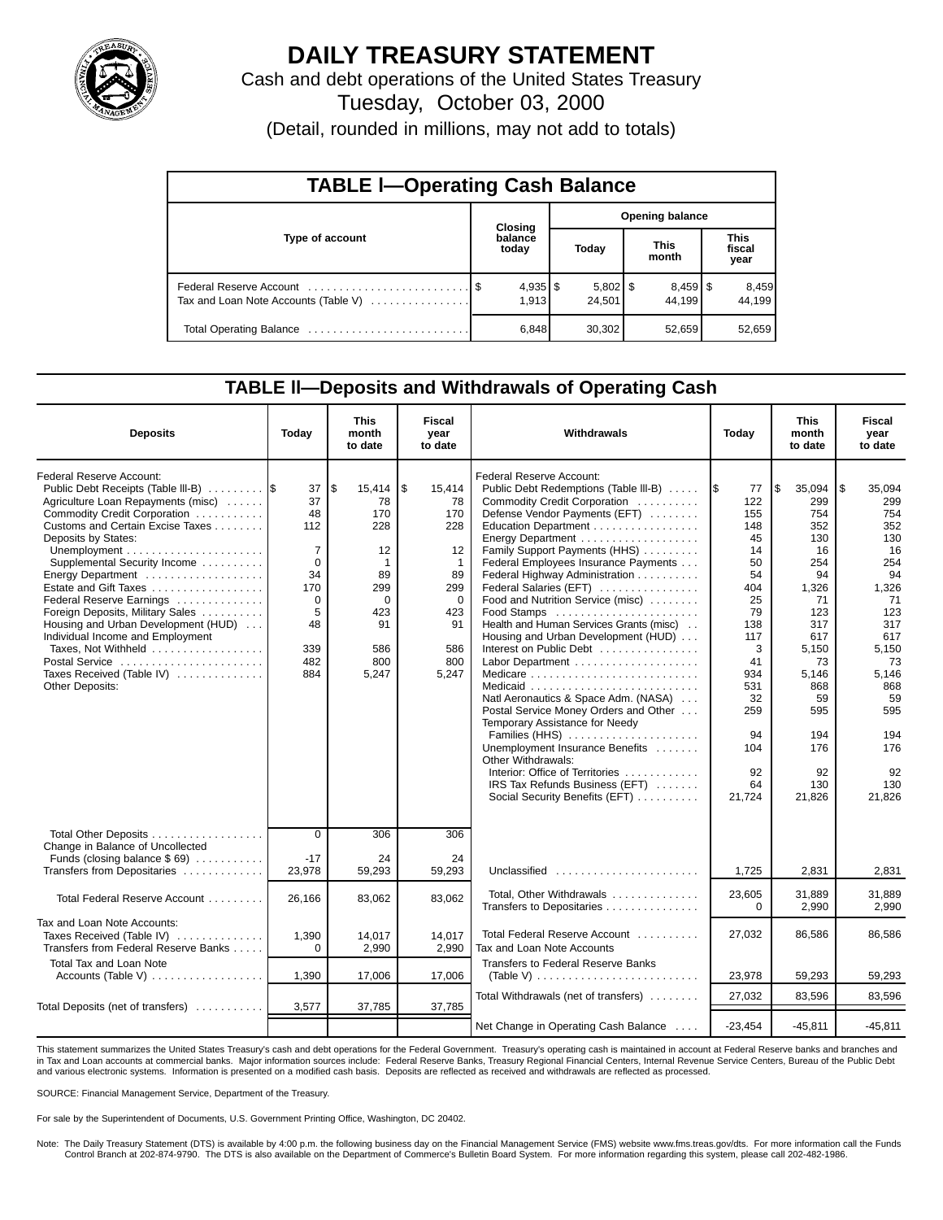# DAILY TREASURY STATEMENT

Cash and debt operations of the United States Treasury

Tuesday, October 03, 2000

(Detail, rounded in millions, may not add to totals)

## TABLE I—Operating Cash Balance

| Type of account | Closing balance today | Opening balance Today | Opening balance This month | Opening balance This fiscal year |
|---|---|---|---|---|
| Federal Reserve Account | $ 4,935 | $ 5,802 | $ 8,459 | $ 8,459 |
| Tax and Loan Note Accounts (Table V) | 1,913 | 24,501 | 44,199 | 44,199 |
| Total Operating Balance | 6,848 | 30,302 | 52,659 | 52,659 |

## TABLE II—Deposits and Withdrawals of Operating Cash

| Deposits | Today | This month to date | Fiscal year to date |
|---|---|---|---|
| Federal Reserve Account: | | | |
| Public Debt Receipts (Table III-B) | $ 37 | $ 15,414 | $ 15,414 |
| Agriculture Loan Repayments (misc) | 37 | 78 | 78 |
| Commodity Credit Corporation | 48 | 170 | 170 |
| Customs and Certain Excise Taxes | 112 | 228 | 228 |
| Deposits by States: | | | |
| Unemployment | 7 | 12 | 12 |
| Supplemental Security Income | 0 | 1 | 1 |
| Energy Department | 34 | 89 | 89 |
| Estate and Gift Taxes | 170 | 299 | 299 |
| Federal Reserve Earnings | 0 | 0 | 0 |
| Foreign Deposits, Military Sales | 5 | 423 | 423 |
| Housing and Urban Development (HUD) | 48 | 91 | 91 |
| Individual Income and Employment Taxes, Not Withheld | 339 | 586 | 586 |
| Postal Service | 482 | 800 | 800 |
| Taxes Received (Table IV) | 884 | 5,247 | 5,247 |
| Other Deposits: | | | |
| Total Other Deposits | 0 | 306 | 306 |
| Change in Balance of Uncollected Funds (closing balance $ 69) | -17 | 24 | 24 |
| Transfers from Depositaries | 23,978 | 59,293 | 59,293 |
| Total Federal Reserve Account | 26,166 | 83,062 | 83,062 |
| Tax and Loan Note Accounts: | | | |
| Taxes Received (Table IV) | 1,390 | 14,017 | 14,017 |
| Transfers from Federal Reserve Banks | 0 | 2,990 | 2,990 |
| Total Tax and Loan Note Accounts (Table V) | 1,390 | 17,006 | 17,006 |
| Total Deposits (net of transfers) | 3,577 | 37,785 | 37,785 |

| Withdrawals | Today | This month to date | Fiscal year to date |
|---|---|---|---|
| Federal Reserve Account: | | | |
| Public Debt Redemptions (Table III-B) | $ 77 | $ 35,094 | $ 35,094 |
| Commodity Credit Corporation | 122 | 299 | 299 |
| Defense Vendor Payments (EFT) | 155 | 754 | 754 |
| Education Department | 148 | 352 | 352 |
| Energy Department | 45 | 130 | 130 |
| Family Support Payments (HHS) | 14 | 16 | 16 |
| Federal Employees Insurance Payments | 50 | 254 | 254 |
| Federal Highway Administration | 54 | 94 | 94 |
| Federal Salaries (EFT) | 404 | 1,326 | 1,326 |
| Food and Nutrition Service (misc) | 25 | 71 | 71 |
| Food Stamps | 79 | 123 | 123 |
| Health and Human Services Grants (misc) | 138 | 317 | 317 |
| Housing and Urban Development (HUD) | 117 | 617 | 617 |
| Interest on Public Debt | 3 | 5,150 | 5,150 |
| Labor Department | 41 | 73 | 73 |
| Medicare | 934 | 5,146 | 5,146 |
| Medicaid | 531 | 868 | 868 |
| Natl Aeronautics & Space Adm. (NASA) | 32 | 59 | 59 |
| Postal Service Money Orders and Other | 259 | 595 | 595 |
| Temporary Assistance for Needy Families (HHS) | 94 | 194 | 194 |
| Unemployment Insurance Benefits | 104 | 176 | 176 |
| Other Withdrawals: | | | |
| Interior: Office of Territories | 92 | 92 | 92 |
| IRS Tax Refunds Business (EFT) | 64 | 130 | 130 |
| Social Security Benefits (EFT) | 21,724 | 21,826 | 21,826 |
| Unclassified | 1,725 | 2,831 | 2,831 |
| Total, Other Withdrawals | 23,605 | 31,889 | 31,889 |
| Transfers to Depositaries | 0 | 2,990 | 2,990 |
| Total Federal Reserve Account | 27,032 | 86,586 | 86,586 |
| Tax and Loan Note Accounts | | | |
| Transfers to Federal Reserve Banks (Table V) | 23,978 | 59,293 | 59,293 |
| Total Withdrawals (net of transfers) | 27,032 | 83,596 | 83,596 |
| Net Change in Operating Cash Balance | -23,454 | -45,811 | -45,811 |

This statement summarizes the United States Treasury's cash and debt operations for the Federal Government. Treasury's operating cash is maintained in account at Federal Reserve banks and branches and in Tax and Loan accounts at commercial banks. Major information sources include: Federal Reserve Banks, Treasury Regional Financial Centers, Internal Revenue Service Centers, Bureau of the Public Debt and various electronic systems. Information is presented on a modified cash basis. Deposits are reflected as received and withdrawals are reflected as processed.

SOURCE: Financial Management Service, Department of the Treasury.

For sale by the Superintendent of Documents, U.S. Government Printing Office, Washington, DC 20402.

Note: The Daily Treasury Statement (DTS) is available by 4:00 p.m. the following business day on the Financial Management Service (FMS) website www.fms.treas.gov/dts. For more information call the Funds Control Branch at 202-874-9790. The DTS is also available on the Department of Commerce's Bulletin Board System. For more information regarding this system, please call 202-482-1986.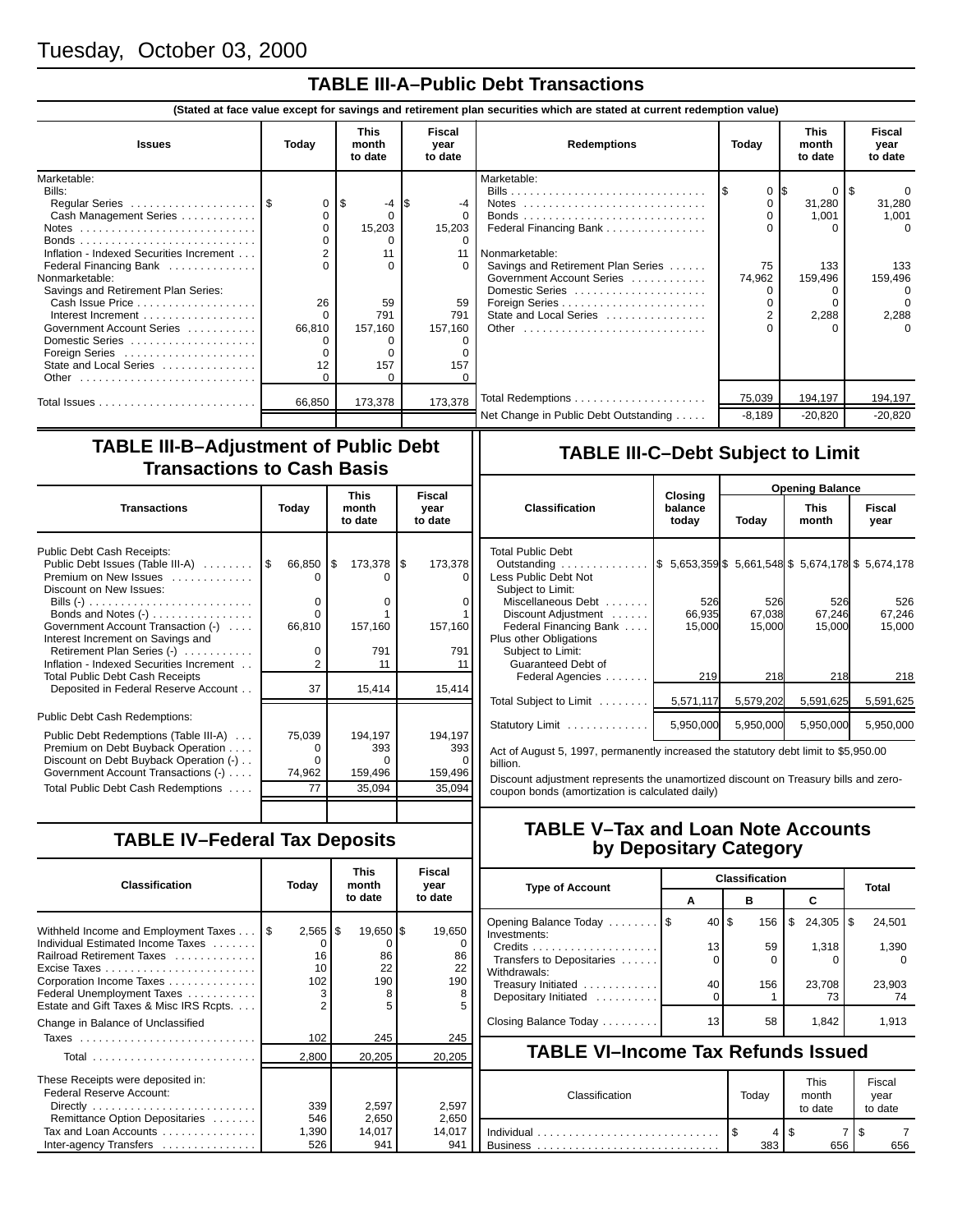Tuesday, October 03, 2000

## TABLE III-A–Public Debt Transactions

(Stated at face value except for savings and retirement plan securities which are stated at current redemption value)

| Issues | Today | This month to date | Fiscal year to date |
|---|---|---|---|
| Marketable: | | | |
| Bills: | | | |
| Regular Series | $ 0 | $ -4 | $ -4 |
| Cash Management Series | 0 | 0 | 0 |
| Notes | 0 | 15,203 | 15,203 |
| Bonds | 0 | 0 | 0 |
| Inflation - Indexed Securities Increment | 2 | 11 | 11 |
| Federal Financing Bank | 0 | 0 | 0 |
| Nonmarketable: | | | |
| Savings and Retirement Plan Series: | | | |
| Cash Issue Price | 26 | 59 | 59 |
| Interest Increment | 0 | 791 | 791 |
| Government Account Series | 66,810 | 157,160 | 157,160 |
| Domestic Series | 0 | 0 | 0 |
| Foreign Series | 0 | 0 | 0 |
| State and Local Series | 12 | 157 | 157 |
| Other | 0 | 0 | 0 |
| Total Issues | 66,850 | 173,378 | 173,378 |

| Redemptions | Today | This month to date | Fiscal year to date |
|---|---|---|---|
| Marketable: | | | |
| Bills | $ 0 | $ 0 | $ 0 |
| Notes | 0 | 31,280 | 31,280 |
| Bonds | 0 | 1,001 | 1,001 |
| Federal Financing Bank | 0 | 0 | 0 |
| Nonmarketable: | | | |
| Savings and Retirement Plan Series | 75 | 133 | 133 |
| Government Account Series | 74,962 | 159,496 | 159,496 |
| Domestic Series | 0 | 0 | 0 |
| Foreign Series | 0 | 0 | 0 |
| State and Local Series | 2 | 2,288 | 2,288 |
| Other | 0 | 0 | 0 |
| Total Redemptions | 75,039 | 194,197 | 194,197 |
| Net Change in Public Debt Outstanding | -8,189 | -20,820 | -20,820 |

## TABLE III-B–Adjustment of Public Debt Transactions to Cash Basis

| Transactions | Today | This month to date | Fiscal year to date |
|---|---|---|---|
| Public Debt Cash Receipts: | | | |
| Public Debt Issues (Table III-A) | $ 66,850 | $ 173,378 | $ 173,378 |
| Premium on New Issues | 0 | 0 | 0 |
| Discount on New Issues: | | | |
| Bills (-) | 0 | 0 | 0 |
| Bonds and Notes (-) | 0 | 1 | 1 |
| Government Account Transaction (-) | 66,810 | 157,160 | 157,160 |
| Interest Increment on Savings and Retirement Plan Series (-) | 0 | 791 | 791 |
| Inflation - Indexed Securities Increment | 2 | 11 | 11 |
| Total Public Debt Cash Receipts Deposited in Federal Reserve Account | 37 | 15,414 | 15,414 |
| Public Debt Cash Redemptions: | | | |
| Public Debt Redemptions (Table III-A) | 75,039 | 194,197 | 194,197 |
| Premium on Debt Buyback Operation | 0 | 393 | 393 |
| Discount on Debt Buyback Operation (-) | 0 | 0 | 0 |
| Government Account Transactions (-) | 74,962 | 159,496 | 159,496 |
| Total Public Debt Cash Redemptions | 77 | 35,094 | 35,094 |

## TABLE III-C–Debt Subject to Limit

| Classification | Closing balance today | Opening Balance Today | Opening Balance This month | Opening Balance Fiscal year |
|---|---|---|---|---|
| Total Public Debt Outstanding | $ 5,653,359 | $ 5,661,548 | $ 5,674,178 | $ 5,674,178 |
| Less Public Debt Not Subject to Limit: | | | | |
| Miscellaneous Debt | 526 | 526 | 526 | 526 |
| Discount Adjustment | 66,935 | 67,038 | 67,246 | 67,246 |
| Federal Financing Bank | 15,000 | 15,000 | 15,000 | 15,000 |
| Plus other Obligations Subject to Limit: | | | | |
| Guaranteed Debt of Federal Agencies | 219 | 218 | 218 | 218 |
| Total Subject to Limit | 5,571,117 | 5,579,202 | 5,591,625 | 5,591,625 |
| Statutory Limit | 5,950,000 | 5,950,000 | 5,950,000 | 5,950,000 |

Act of August 5, 1997, permanently increased the statutory debt limit to $5,950.00 billion.

Discount adjustment represents the unamortized discount on Treasury bills and zero-coupon bonds (amortization is calculated daily)

## TABLE IV–Federal Tax Deposits

| Classification | Today | This month to date | Fiscal year to date |
|---|---|---|---|
| Withheld Income and Employment Taxes | $ 2,565 | $ 19,650 | $ 19,650 |
| Individual Estimated Income Taxes | 0 | 0 | 0 |
| Railroad Retirement Taxes | 16 | 86 | 86 |
| Excise Taxes | 10 | 22 | 22 |
| Corporation Income Taxes | 102 | 190 | 190 |
| Federal Unemployment Taxes | 3 | 8 | 8 |
| Estate and Gift Taxes & Misc IRS Rcpts. | 2 | 5 | 5 |
| Change in Balance of Unclassified Taxes | 102 | 245 | 245 |
| Total | 2,800 | 20,205 | 20,205 |
| These Receipts were deposited in: | | | |
| Federal Reserve Account: | | | |
| Directly | 339 | 2,597 | 2,597 |
| Remittance Option Depositaries | 546 | 2,650 | 2,650 |
| Tax and Loan Accounts | 1,390 | 14,017 | 14,017 |
| Inter-agency Transfers | 526 | 941 | 941 |

## TABLE V–Tax and Loan Note Accounts by Depositary Category

| Type of Account | Classification A | Classification B | Classification C | Total |
|---|---|---|---|---|
| Opening Balance Today | $ 40 | $ 156 | $ 24,305 | $ 24,501 |
| Investments: | | | | |
| Credits | 13 | 59 | 1,318 | 1,390 |
| Transfers to Depositaries | 0 | 0 | 0 | 0 |
| Withdrawals: | | | | |
| Treasury Initiated | 40 | 156 | 23,708 | 23,903 |
| Depositary Initiated | 0 | 1 | 73 | 74 |
| Closing Balance Today | 13 | 58 | 1,842 | 1,913 |

## TABLE VI–Income Tax Refunds Issued

| Classification | Today | This month to date | Fiscal year to date |
|---|---|---|---|
| Individual | $ 4 | $ 7 | $ 7 |
| Business | 383 | 656 | 656 |